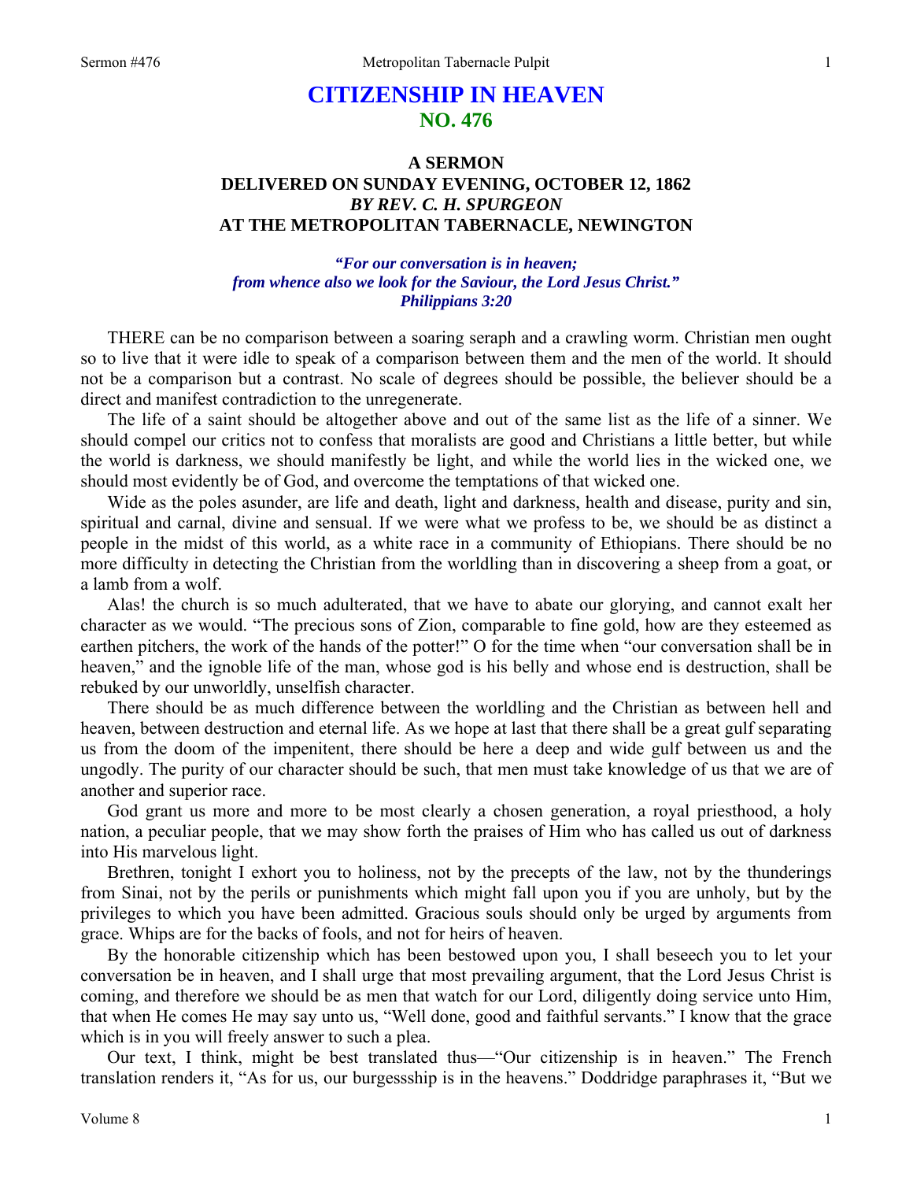# CITIZENSHIP IN HEAVEN
## NO. 476

### A SERMON
### DELIVERED ON SUNDAY EVENING, OCTOBER 12, 1862
### *BY REV. C. H. SPURGEON*
### AT THE METROPOLITAN TABERNACLE, NEWINGTON

***"For our conversation is in heaven; from whence also we look for the Saviour, the Lord Jesus Christ." Philippians 3:20***

THERE can be no comparison between a soaring seraph and a crawling worm. Christian men ought so to live that it were idle to speak of a comparison between them and the men of the world. It should not be a comparison but a contrast. No scale of degrees should be possible, the believer should be a direct and manifest contradiction to the unregenerate.

The life of a saint should be altogether above and out of the same list as the life of a sinner. We should compel our critics not to confess that moralists are good and Christians a little better, but while the world is darkness, we should manifestly be light, and while the world lies in the wicked one, we should most evidently be of God, and overcome the temptations of that wicked one.

Wide as the poles asunder, are life and death, light and darkness, health and disease, purity and sin, spiritual and carnal, divine and sensual. If we were what we profess to be, we should be as distinct a people in the midst of this world, as a white race in a community of Ethiopians. There should be no more difficulty in detecting the Christian from the worldling than in discovering a sheep from a goat, or a lamb from a wolf.

Alas! the church is so much adulterated, that we have to abate our glorying, and cannot exalt her character as we would. "The precious sons of Zion, comparable to fine gold, how are they esteemed as earthen pitchers, the work of the hands of the potter!" O for the time when "our conversation shall be in heaven," and the ignoble life of the man, whose god is his belly and whose end is destruction, shall be rebuked by our unworldly, unselfish character.

There should be as much difference between the worldling and the Christian as between hell and heaven, between destruction and eternal life. As we hope at last that there shall be a great gulf separating us from the doom of the impenitent, there should be here a deep and wide gulf between us and the ungodly. The purity of our character should be such, that men must take knowledge of us that we are of another and superior race.

God grant us more and more to be most clearly a chosen generation, a royal priesthood, a holy nation, a peculiar people, that we may show forth the praises of Him who has called us out of darkness into His marvelous light.

Brethren, tonight I exhort you to holiness, not by the precepts of the law, not by the thunderings from Sinai, not by the perils or punishments which might fall upon you if you are unholy, but by the privileges to which you have been admitted. Gracious souls should only be urged by arguments from grace. Whips are for the backs of fools, and not for heirs of heaven.

By the honorable citizenship which has been bestowed upon you, I shall beseech you to let your conversation be in heaven, and I shall urge that most prevailing argument, that the Lord Jesus Christ is coming, and therefore we should be as men that watch for our Lord, diligently doing service unto Him, that when He comes He may say unto us, "Well done, good and faithful servants." I know that the grace which is in you will freely answer to such a plea.

Our text, I think, might be best translated thus—"Our citizenship is in heaven." The French translation renders it, "As for us, our burgessship is in the heavens." Doddridge paraphrases it, "But we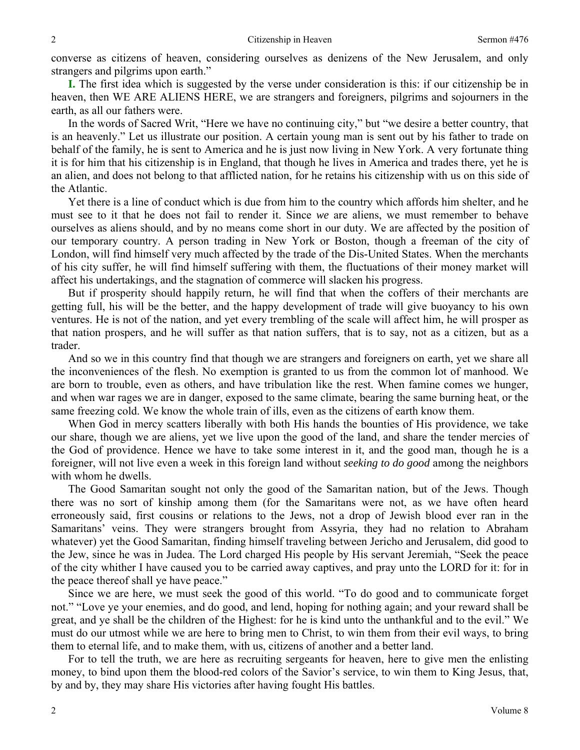converse as citizens of heaven, considering ourselves as denizens of the New Jerusalem, and only strangers and pilgrims upon earth."

**I.** The first idea which is suggested by the verse under consideration is this: if our citizenship be in heaven, then WE ARE ALIENS HERE, we are strangers and foreigners, pilgrims and sojourners in the earth, as all our fathers were.

In the words of Sacred Writ, "Here we have no continuing city," but "we desire a better country, that is an heavenly." Let us illustrate our position. A certain young man is sent out by his father to trade on behalf of the family, he is sent to America and he is just now living in New York. A very fortunate thing it is for him that his citizenship is in England, that though he lives in America and trades there, yet he is an alien, and does not belong to that afflicted nation, for he retains his citizenship with us on this side of the Atlantic.

Yet there is a line of conduct which is due from him to the country which affords him shelter, and he must see to it that he does not fail to render it. Since *we* are aliens, we must remember to behave ourselves as aliens should, and by no means come short in our duty. We are affected by the position of our temporary country. A person trading in New York or Boston, though a freeman of the city of London, will find himself very much affected by the trade of the Dis-United States. When the merchants of his city suffer, he will find himself suffering with them, the fluctuations of their money market will affect his undertakings, and the stagnation of commerce will slacken his progress.

But if prosperity should happily return, he will find that when the coffers of their merchants are getting full, his will be the better, and the happy development of trade will give buoyancy to his own ventures. He is not of the nation, and yet every trembling of the scale will affect him, he will prosper as that nation prospers, and he will suffer as that nation suffers, that is to say, not as a citizen, but as a trader.

And so we in this country find that though we are strangers and foreigners on earth, yet we share all the inconveniences of the flesh. No exemption is granted to us from the common lot of manhood. We are born to trouble, even as others, and have tribulation like the rest. When famine comes we hunger, and when war rages we are in danger, exposed to the same climate, bearing the same burning heat, or the same freezing cold. We know the whole train of ills, even as the citizens of earth know them.

When God in mercy scatters liberally with both His hands the bounties of His providence, we take our share, though we are aliens, yet we live upon the good of the land, and share the tender mercies of the God of providence. Hence we have to take some interest in it, and the good man, though he is a foreigner, will not live even a week in this foreign land without *seeking to do good* among the neighbors with whom he dwells.

The Good Samaritan sought not only the good of the Samaritan nation, but of the Jews. Though there was no sort of kinship among them (for the Samaritans were not, as we have often heard erroneously said, first cousins or relations to the Jews, not a drop of Jewish blood ever ran in the Samaritans' veins. They were strangers brought from Assyria, they had no relation to Abraham whatever) yet the Good Samaritan, finding himself traveling between Jericho and Jerusalem, did good to the Jew, since he was in Judea. The Lord charged His people by His servant Jeremiah, "Seek the peace of the city whither I have caused you to be carried away captives, and pray unto the LORD for it: for in the peace thereof shall ye have peace."

Since we are here, we must seek the good of this world. "To do good and to communicate forget not." "Love ye your enemies, and do good, and lend, hoping for nothing again; and your reward shall be great, and ye shall be the children of the Highest: for he is kind unto the unthankful and to the evil." We must do our utmost while we are here to bring men to Christ, to win them from their evil ways, to bring them to eternal life, and to make them, with us, citizens of another and a better land.

For to tell the truth, we are here as recruiting sergeants for heaven, here to give men the enlisting money, to bind upon them the blood-red colors of the Savior's service, to win them to King Jesus, that, by and by, they may share His victories after having fought His battles.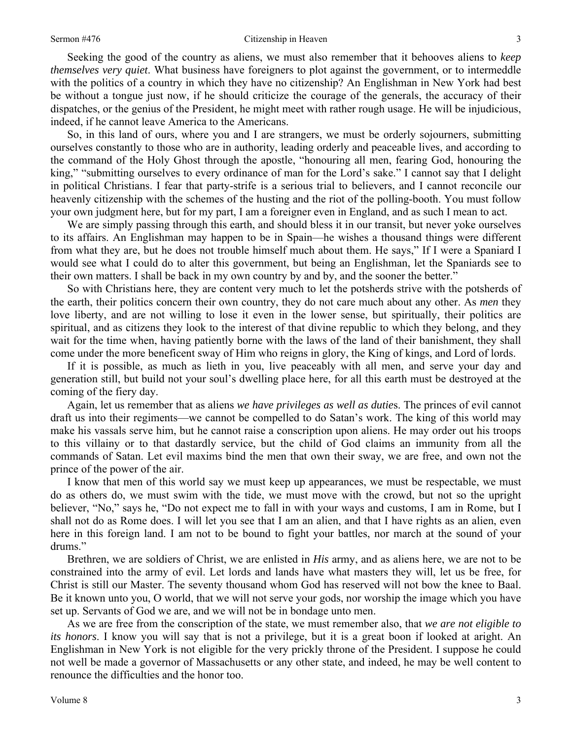Seeking the good of the country as aliens, we must also remember that it behooves aliens to *keep themselves very quiet*. What business have foreigners to plot against the government, or to intermeddle with the politics of a country in which they have no citizenship? An Englishman in New York had best be without a tongue just now, if he should criticize the courage of the generals, the accuracy of their dispatches, or the genius of the President, he might meet with rather rough usage. He will be injudicious, indeed, if he cannot leave America to the Americans.

So, in this land of ours, where you and I are strangers, we must be orderly sojourners, submitting ourselves constantly to those who are in authority, leading orderly and peaceable lives, and according to the command of the Holy Ghost through the apostle, "honouring all men, fearing God, honouring the king," "submitting ourselves to every ordinance of man for the Lord's sake." I cannot say that I delight in political Christians. I fear that party-strife is a serious trial to believers, and I cannot reconcile our heavenly citizenship with the schemes of the husting and the riot of the polling-booth. You must follow your own judgment here, but for my part, I am a foreigner even in England, and as such I mean to act.

We are simply passing through this earth, and should bless it in our transit, but never yoke ourselves to its affairs. An Englishman may happen to be in Spain—he wishes a thousand things were different from what they are, but he does not trouble himself much about them. He says," If I were a Spaniard I would see what I could do to alter this government, but being an Englishman, let the Spaniards see to their own matters. I shall be back in my own country by and by, and the sooner the better."

So with Christians here, they are content very much to let the potsherds strive with the potsherds of the earth, their politics concern their own country, they do not care much about any other. As *men* they love liberty, and are not willing to lose it even in the lower sense, but spiritually, their politics are spiritual, and as citizens they look to the interest of that divine republic to which they belong, and they wait for the time when, having patiently borne with the laws of the land of their banishment, they shall come under the more beneficent sway of Him who reigns in glory, the King of kings, and Lord of lords.

If it is possible, as much as lieth in you, live peaceably with all men, and serve your day and generation still, but build not your soul's dwelling place here, for all this earth must be destroyed at the coming of the fiery day.

Again, let us remember that as aliens *we have privileges as well as duties*. The princes of evil cannot draft us into their regiments—we cannot be compelled to do Satan's work. The king of this world may make his vassals serve him, but he cannot raise a conscription upon aliens. He may order out his troops to this villainy or to that dastardly service, but the child of God claims an immunity from all the commands of Satan. Let evil maxims bind the men that own their sway, we are free, and own not the prince of the power of the air.

I know that men of this world say we must keep up appearances, we must be respectable, we must do as others do, we must swim with the tide, we must move with the crowd, but not so the upright believer, "No," says he, "Do not expect me to fall in with your ways and customs, I am in Rome, but I shall not do as Rome does. I will let you see that I am an alien, and that I have rights as an alien, even here in this foreign land. I am not to be bound to fight your battles, nor march at the sound of your drums."

Brethren, we are soldiers of Christ, we are enlisted in *His* army, and as aliens here, we are not to be constrained into the army of evil. Let lords and lands have what masters they will, let us be free, for Christ is still our Master. The seventy thousand whom God has reserved will not bow the knee to Baal. Be it known unto you, O world, that we will not serve your gods, nor worship the image which you have set up. Servants of God we are, and we will not be in bondage unto men.

As we are free from the conscription of the state, we must remember also, that *we are not eligible to its honors*. I know you will say that is not a privilege, but it is a great boon if looked at aright. An Englishman in New York is not eligible for the very prickly throne of the President. I suppose he could not well be made a governor of Massachusetts or any other state, and indeed, he may be well content to renounce the difficulties and the honor too.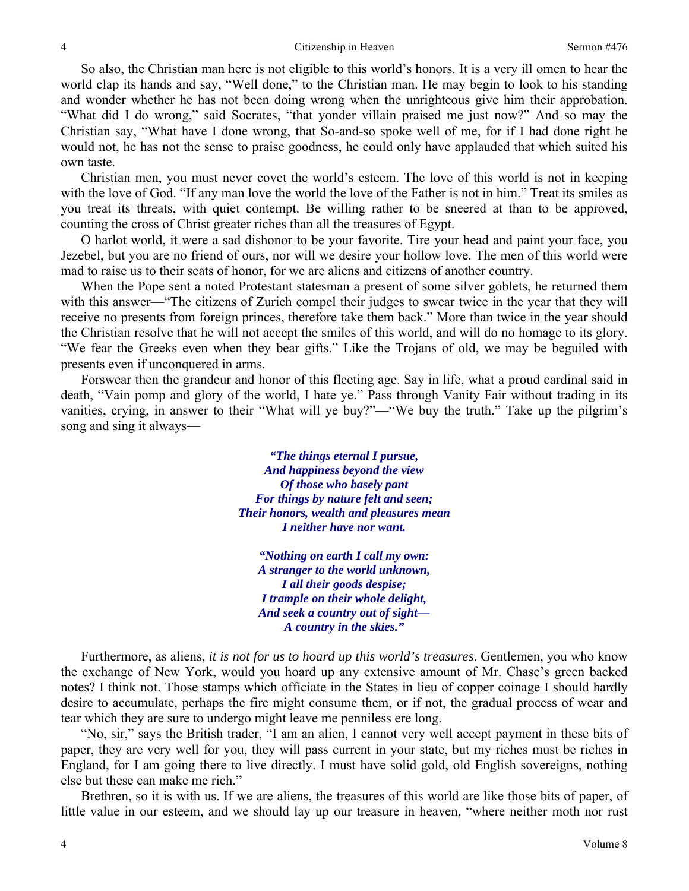So also, the Christian man here is not eligible to this world's honors. It is a very ill omen to hear the world clap its hands and say, "Well done," to the Christian man. He may begin to look to his standing and wonder whether he has not been doing wrong when the unrighteous give him their approbation. "What did I do wrong," said Socrates, "that yonder villain praised me just now?" And so may the Christian say, "What have I done wrong, that So-and-so spoke well of me, for if I had done right he would not, he has not the sense to praise goodness, he could only have applauded that which suited his own taste.

Christian men, you must never covet the world's esteem. The love of this world is not in keeping with the love of God. "If any man love the world the love of the Father is not in him." Treat its smiles as you treat its threats, with quiet contempt. Be willing rather to be sneered at than to be approved, counting the cross of Christ greater riches than all the treasures of Egypt.

O harlot world, it were a sad dishonor to be your favorite. Tire your head and paint your face, you Jezebel, but you are no friend of ours, nor will we desire your hollow love. The men of this world were mad to raise us to their seats of honor, for we are aliens and citizens of another country.

When the Pope sent a noted Protestant statesman a present of some silver goblets, he returned them with this answer—"The citizens of Zurich compel their judges to swear twice in the year that they will receive no presents from foreign princes, therefore take them back." More than twice in the year should the Christian resolve that he will not accept the smiles of this world, and will do no homage to its glory. "We fear the Greeks even when they bear gifts." Like the Trojans of old, we may be beguiled with presents even if unconquered in arms.

Forswear then the grandeur and honor of this fleeting age. Say in life, what a proud cardinal said in death, "Vain pomp and glory of the world, I hate ye." Pass through Vanity Fair without trading in its vanities, crying, in answer to their "What will ye buy?"—"We buy the truth." Take up the pilgrim's song and sing it always—

> ***"The things eternal I pursue,***
> ***And happiness beyond the view***
> ***Of those who basely pant***
> ***For things by nature felt and seen;***
> ***Their honors, wealth and pleasures mean***
> ***I neither have nor want.***
>
> ***"Nothing on earth I call my own:***
> ***A stranger to the world unknown,***
> ***I all their goods despise;***
> ***I trample on their whole delight,***
> ***And seek a country out of sight—***
> ***A country in the skies."***

Furthermore, as aliens, *it is not for us to hoard up this world's treasures*. Gentlemen, you who know the exchange of New York, would you hoard up any extensive amount of Mr. Chase's green backed notes? I think not. Those stamps which officiate in the States in lieu of copper coinage I should hardly desire to accumulate, perhaps the fire might consume them, or if not, the gradual process of wear and tear which they are sure to undergo might leave me penniless ere long.

"No, sir," says the British trader, "I am an alien, I cannot very well accept payment in these bits of paper, they are very well for you, they will pass current in your state, but my riches must be riches in England, for I am going there to live directly. I must have solid gold, old English sovereigns, nothing else but these can make me rich."

Brethren, so it is with us. If we are aliens, the treasures of this world are like those bits of paper, of little value in our esteem, and we should lay up our treasure in heaven, "where neither moth nor rust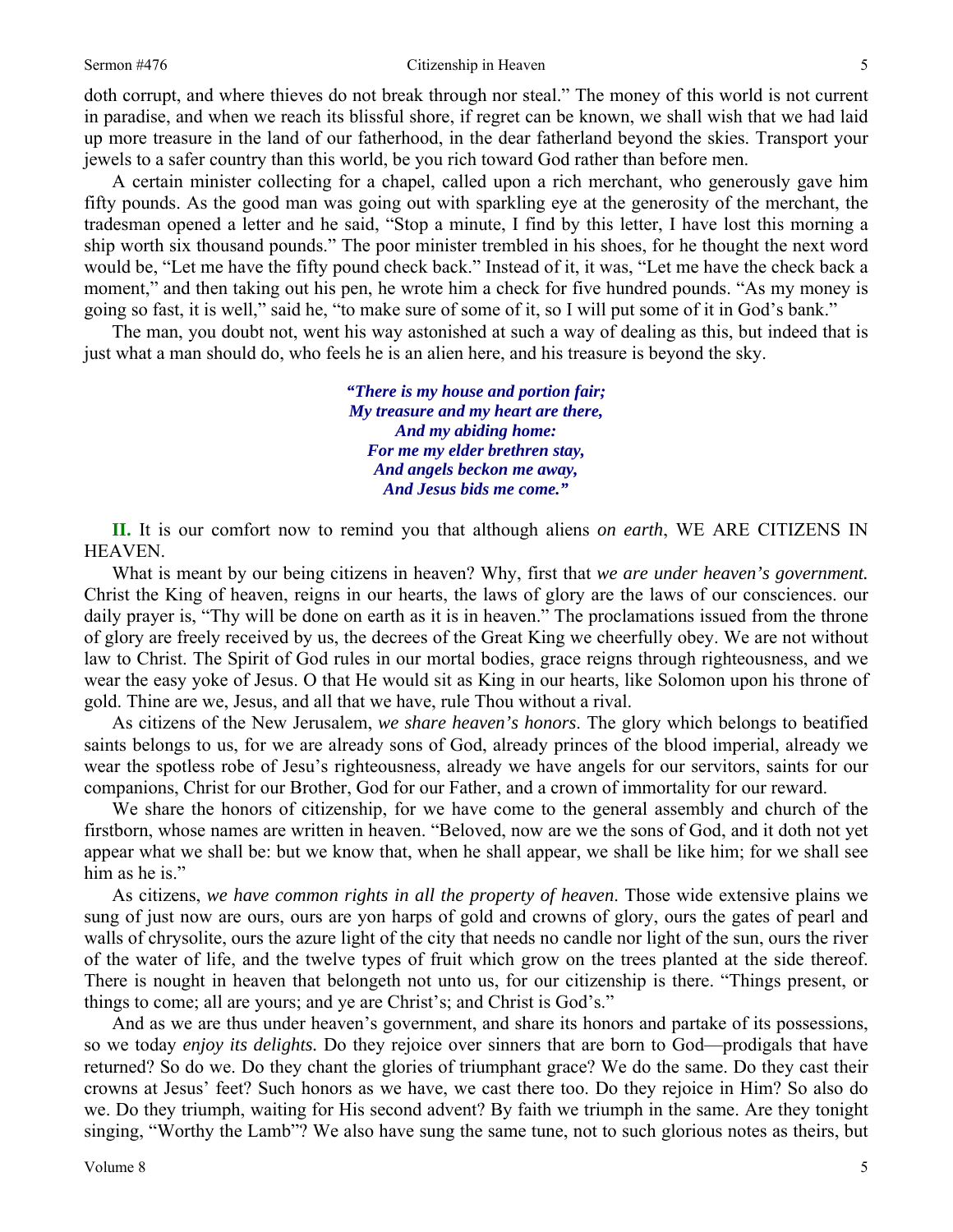doth corrupt, and where thieves do not break through nor steal." The money of this world is not current in paradise, and when we reach its blissful shore, if regret can be known, we shall wish that we had laid up more treasure in the land of our fatherhood, in the dear fatherland beyond the skies. Transport your jewels to a safer country than this world, be you rich toward God rather than before men.

A certain minister collecting for a chapel, called upon a rich merchant, who generously gave him fifty pounds. As the good man was going out with sparkling eye at the generosity of the merchant, the tradesman opened a letter and he said, "Stop a minute, I find by this letter, I have lost this morning a ship worth six thousand pounds." The poor minister trembled in his shoes, for he thought the next word would be, "Let me have the fifty pound check back." Instead of it, it was, "Let me have the check back a moment," and then taking out his pen, he wrote him a check for five hundred pounds. "As my money is going so fast, it is well," said he, "to make sure of some of it, so I will put some of it in God's bank."

The man, you doubt not, went his way astonished at such a way of dealing as this, but indeed that is just what a man should do, who feels he is an alien here, and his treasure is beyond the sky.

> ***"There is my house and portion fair;***
> ***My treasure and my heart are there,***
> ***And my abiding home:***
> ***For me my elder brethren stay,***
> ***And angels beckon me away,***
> ***And Jesus bids me come."***

**II.** It is our comfort now to remind you that although aliens *on earth*, WE ARE CITIZENS IN HEAVEN.

What is meant by our being citizens in heaven? Why, first that *we are under heaven's government.* Christ the King of heaven, reigns in our hearts, the laws of glory are the laws of our consciences. our daily prayer is, "Thy will be done on earth as it is in heaven." The proclamations issued from the throne of glory are freely received by us, the decrees of the Great King we cheerfully obey. We are not without law to Christ. The Spirit of God rules in our mortal bodies, grace reigns through righteousness, and we wear the easy yoke of Jesus. O that He would sit as King in our hearts, like Solomon upon his throne of gold. Thine are we, Jesus, and all that we have, rule Thou without a rival.

As citizens of the New Jerusalem, *we share heaven's honors*. The glory which belongs to beatified saints belongs to us, for we are already sons of God, already princes of the blood imperial, already we wear the spotless robe of Jesu's righteousness, already we have angels for our servitors, saints for our companions, Christ for our Brother, God for our Father, and a crown of immortality for our reward.

We share the honors of citizenship, for we have come to the general assembly and church of the firstborn, whose names are written in heaven. "Beloved, now are we the sons of God, and it doth not yet appear what we shall be: but we know that, when he shall appear, we shall be like him; for we shall see him as he is."

As citizens, *we have common rights in all the property of heaven*. Those wide extensive plains we sung of just now are ours, ours are yon harps of gold and crowns of glory, ours the gates of pearl and walls of chrysolite, ours the azure light of the city that needs no candle nor light of the sun, ours the river of the water of life, and the twelve types of fruit which grow on the trees planted at the side thereof. There is nought in heaven that belongeth not unto us, for our citizenship is there. "Things present, or things to come; all are yours; and ye are Christ's; and Christ is God's."

And as we are thus under heaven's government, and share its honors and partake of its possessions, so we today *enjoy its delights.* Do they rejoice over sinners that are born to God—prodigals that have returned? So do we. Do they chant the glories of triumphant grace? We do the same. Do they cast their crowns at Jesus' feet? Such honors as we have, we cast there too. Do they rejoice in Him? So also do we. Do they triumph, waiting for His second advent? By faith we triumph in the same. Are they tonight singing, "Worthy the Lamb"? We also have sung the same tune, not to such glorious notes as theirs, but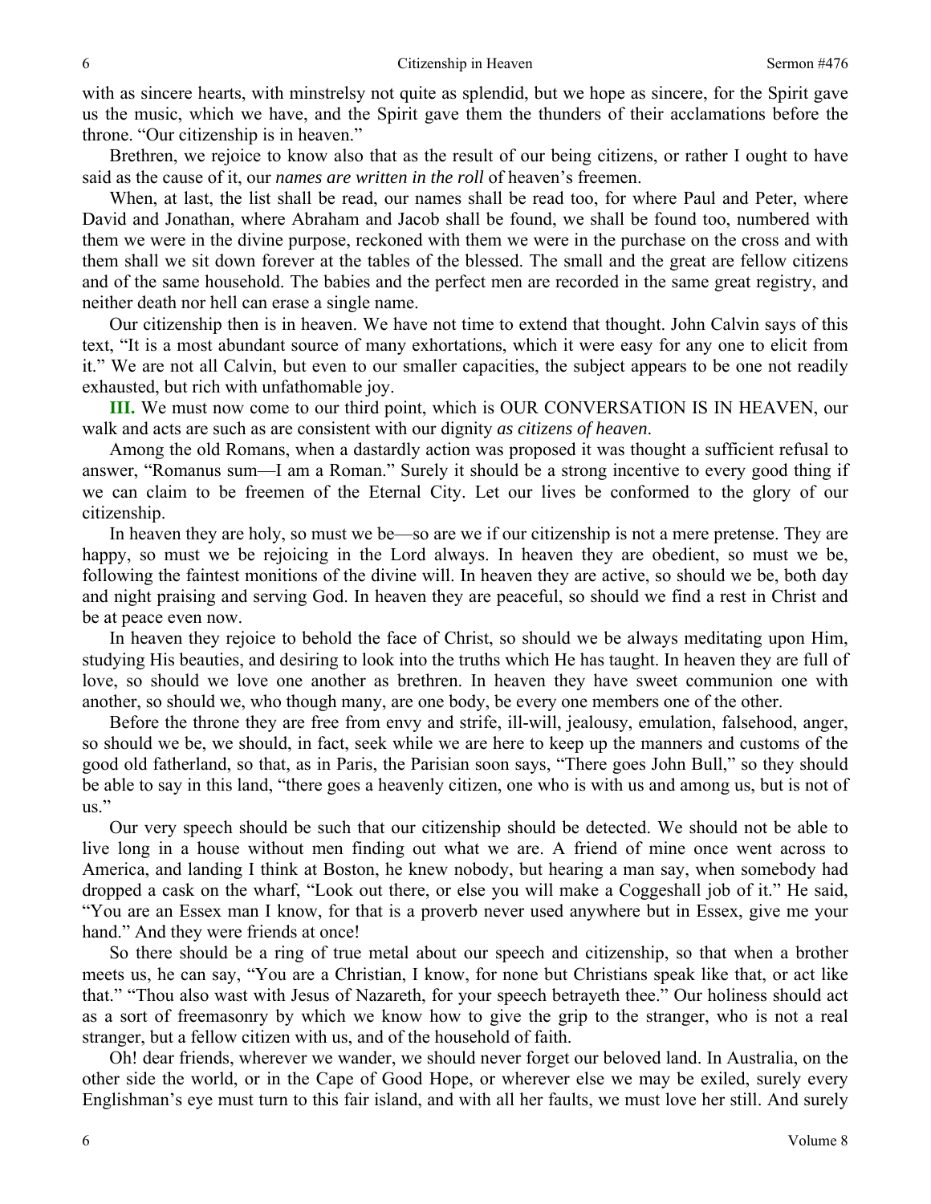with as sincere hearts, with minstrelsy not quite as splendid, but we hope as sincere, for the Spirit gave us the music, which we have, and the Spirit gave them the thunders of their acclamations before the throne. "Our citizenship is in heaven."

Brethren, we rejoice to know also that as the result of our being citizens, or rather I ought to have said as the cause of it, our *names are written in the roll* of heaven's freemen.

When, at last, the list shall be read, our names shall be read too, for where Paul and Peter, where David and Jonathan, where Abraham and Jacob shall be found, we shall be found too, numbered with them we were in the divine purpose, reckoned with them we were in the purchase on the cross and with them shall we sit down forever at the tables of the blessed. The small and the great are fellow citizens and of the same household. The babies and the perfect men are recorded in the same great registry, and neither death nor hell can erase a single name.

Our citizenship then is in heaven. We have not time to extend that thought. John Calvin says of this text, "It is a most abundant source of many exhortations, which it were easy for any one to elicit from it." We are not all Calvin, but even to our smaller capacities, the subject appears to be one not readily exhausted, but rich with unfathomable joy.

**III.** We must now come to our third point, which is OUR CONVERSATION IS IN HEAVEN, our walk and acts are such as are consistent with our dignity *as citizens of heaven*.

Among the old Romans, when a dastardly action was proposed it was thought a sufficient refusal to answer, "Romanus sum—I am a Roman." Surely it should be a strong incentive to every good thing if we can claim to be freemen of the Eternal City. Let our lives be conformed to the glory of our citizenship.

In heaven they are holy, so must we be—so are we if our citizenship is not a mere pretense. They are happy, so must we be rejoicing in the Lord always. In heaven they are obedient, so must we be, following the faintest monitions of the divine will. In heaven they are active, so should we be, both day and night praising and serving God. In heaven they are peaceful, so should we find a rest in Christ and be at peace even now.

In heaven they rejoice to behold the face of Christ, so should we be always meditating upon Him, studying His beauties, and desiring to look into the truths which He has taught. In heaven they are full of love, so should we love one another as brethren. In heaven they have sweet communion one with another, so should we, who though many, are one body, be every one members one of the other.

Before the throne they are free from envy and strife, ill-will, jealousy, emulation, falsehood, anger, so should we be, we should, in fact, seek while we are here to keep up the manners and customs of the good old fatherland, so that, as in Paris, the Parisian soon says, "There goes John Bull," so they should be able to say in this land, "there goes a heavenly citizen, one who is with us and among us, but is not of us."

Our very speech should be such that our citizenship should be detected. We should not be able to live long in a house without men finding out what we are. A friend of mine once went across to America, and landing I think at Boston, he knew nobody, but hearing a man say, when somebody had dropped a cask on the wharf, "Look out there, or else you will make a Coggeshall job of it." He said, "You are an Essex man I know, for that is a proverb never used anywhere but in Essex, give me your hand." And they were friends at once!

So there should be a ring of true metal about our speech and citizenship, so that when a brother meets us, he can say, "You are a Christian, I know, for none but Christians speak like that, or act like that." "Thou also wast with Jesus of Nazareth, for your speech betrayeth thee." Our holiness should act as a sort of freemasonry by which we know how to give the grip to the stranger, who is not a real stranger, but a fellow citizen with us, and of the household of faith.

Oh! dear friends, wherever we wander, we should never forget our beloved land. In Australia, on the other side the world, or in the Cape of Good Hope, or wherever else we may be exiled, surely every Englishman's eye must turn to this fair island, and with all her faults, we must love her still. And surely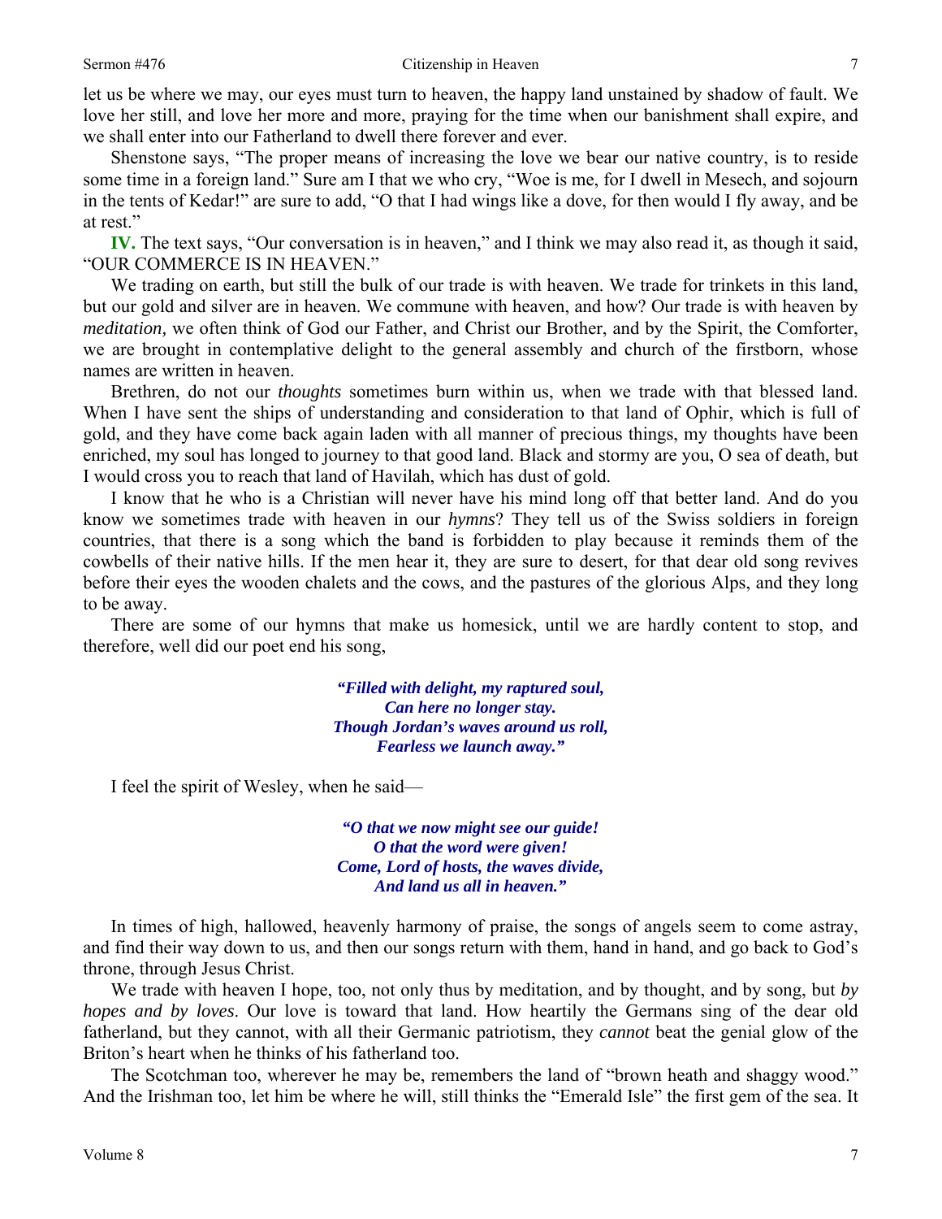let us be where we may, our eyes must turn to heaven, the happy land unstained by shadow of fault. We love her still, and love her more and more, praying for the time when our banishment shall expire, and we shall enter into our Fatherland to dwell there forever and ever.

Shenstone says, "The proper means of increasing the love we bear our native country, is to reside some time in a foreign land." Sure am I that we who cry, "Woe is me, for I dwell in Mesech, and sojourn in the tents of Kedar!" are sure to add, "O that I had wings like a dove, for then would I fly away, and be at rest."

**IV.** The text says, "Our conversation is in heaven," and I think we may also read it, as though it said, "OUR COMMERCE IS IN HEAVEN."

We trading on earth, but still the bulk of our trade is with heaven. We trade for trinkets in this land, but our gold and silver are in heaven. We commune with heaven, and how? Our trade is with heaven by *meditation,* we often think of God our Father, and Christ our Brother, and by the Spirit, the Comforter, we are brought in contemplative delight to the general assembly and church of the firstborn, whose names are written in heaven.

Brethren, do not our *thoughts* sometimes burn within us, when we trade with that blessed land. When I have sent the ships of understanding and consideration to that land of Ophir, which is full of gold, and they have come back again laden with all manner of precious things, my thoughts have been enriched, my soul has longed to journey to that good land. Black and stormy are you, O sea of death, but I would cross you to reach that land of Havilah, which has dust of gold.

I know that he who is a Christian will never have his mind long off that better land. And do you know we sometimes trade with heaven in our *hymns*? They tell us of the Swiss soldiers in foreign countries, that there is a song which the band is forbidden to play because it reminds them of the cowbells of their native hills. If the men hear it, they are sure to desert, for that dear old song revives before their eyes the wooden chalets and the cows, and the pastures of the glorious Alps, and they long to be away.

There are some of our hymns that make us homesick, until we are hardly content to stop, and therefore, well did our poet end his song,

> ***"Filled with delight, my raptured soul,***
> ***Can here no longer stay.***
> ***Though Jordan's waves around us roll,***
> ***Fearless we launch away."***

I feel the spirit of Wesley, when he said—

> ***"O that we now might see our guide!***
> ***O that the word were given!***
> ***Come, Lord of hosts, the waves divide,***
> ***And land us all in heaven."***

In times of high, hallowed, heavenly harmony of praise, the songs of angels seem to come astray, and find their way down to us, and then our songs return with them, hand in hand, and go back to God's throne, through Jesus Christ.

We trade with heaven I hope, too, not only thus by meditation, and by thought, and by song, but *by hopes and by loves*. Our love is toward that land. How heartily the Germans sing of the dear old fatherland, but they cannot, with all their Germanic patriotism, they *cannot* beat the genial glow of the Briton's heart when he thinks of his fatherland too.

The Scotchman too, wherever he may be, remembers the land of "brown heath and shaggy wood." And the Irishman too, let him be where he will, still thinks the "Emerald Isle" the first gem of the sea. It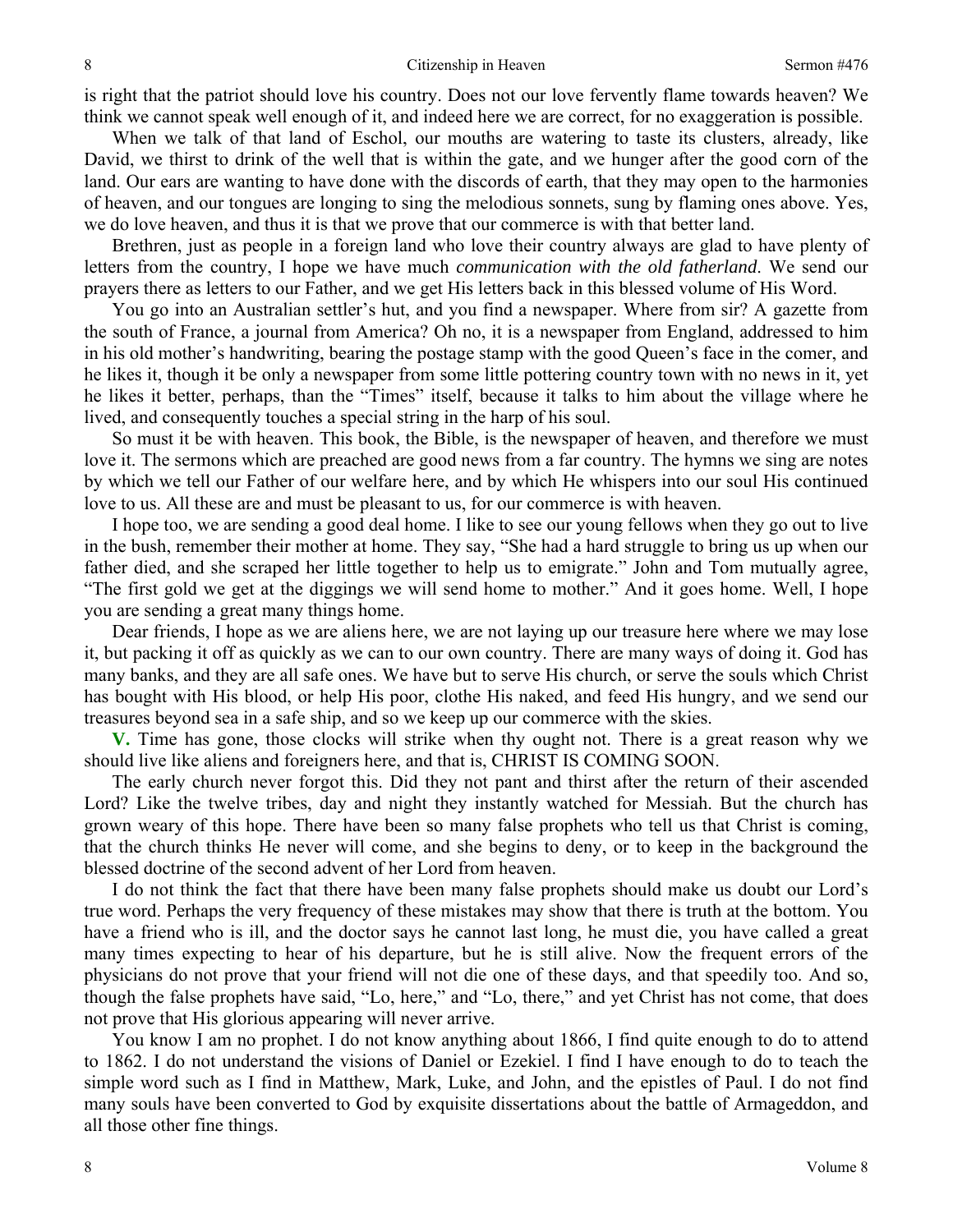is right that the patriot should love his country. Does not our love fervently flame towards heaven? We think we cannot speak well enough of it, and indeed here we are correct, for no exaggeration is possible.

When we talk of that land of Eschol, our mouths are watering to taste its clusters, already, like David, we thirst to drink of the well that is within the gate, and we hunger after the good corn of the land. Our ears are wanting to have done with the discords of earth, that they may open to the harmonies of heaven, and our tongues are longing to sing the melodious sonnets, sung by flaming ones above. Yes, we do love heaven, and thus it is that we prove that our commerce is with that better land.

Brethren, just as people in a foreign land who love their country always are glad to have plenty of letters from the country, I hope we have much *communication with the old fatherland*. We send our prayers there as letters to our Father, and we get His letters back in this blessed volume of His Word.

You go into an Australian settler's hut, and you find a newspaper. Where from sir? A gazette from the south of France, a journal from America? Oh no, it is a newspaper from England, addressed to him in his old mother's handwriting, bearing the postage stamp with the good Queen's face in the comer, and he likes it, though it be only a newspaper from some little pottering country town with no news in it, yet he likes it better, perhaps, than the "Times" itself, because it talks to him about the village where he lived, and consequently touches a special string in the harp of his soul.

So must it be with heaven. This book, the Bible, is the newspaper of heaven, and therefore we must love it. The sermons which are preached are good news from a far country. The hymns we sing are notes by which we tell our Father of our welfare here, and by which He whispers into our soul His continued love to us. All these are and must be pleasant to us, for our commerce is with heaven.

I hope too, we are sending a good deal home. I like to see our young fellows when they go out to live in the bush, remember their mother at home. They say, "She had a hard struggle to bring us up when our father died, and she scraped her little together to help us to emigrate." John and Tom mutually agree, "The first gold we get at the diggings we will send home to mother." And it goes home. Well, I hope you are sending a great many things home.

Dear friends, I hope as we are aliens here, we are not laying up our treasure here where we may lose it, but packing it off as quickly as we can to our own country. There are many ways of doing it. God has many banks, and they are all safe ones. We have but to serve His church, or serve the souls which Christ has bought with His blood, or help His poor, clothe His naked, and feed His hungry, and we send our treasures beyond sea in a safe ship, and so we keep up our commerce with the skies.

**V.** Time has gone, those clocks will strike when thy ought not. There is a great reason why we should live like aliens and foreigners here, and that is, CHRIST IS COMING SOON.

The early church never forgot this. Did they not pant and thirst after the return of their ascended Lord? Like the twelve tribes, day and night they instantly watched for Messiah. But the church has grown weary of this hope. There have been so many false prophets who tell us that Christ is coming, that the church thinks He never will come, and she begins to deny, or to keep in the background the blessed doctrine of the second advent of her Lord from heaven.

I do not think the fact that there have been many false prophets should make us doubt our Lord's true word. Perhaps the very frequency of these mistakes may show that there is truth at the bottom. You have a friend who is ill, and the doctor says he cannot last long, he must die, you have called a great many times expecting to hear of his departure, but he is still alive. Now the frequent errors of the physicians do not prove that your friend will not die one of these days, and that speedily too. And so, though the false prophets have said, "Lo, here," and "Lo, there," and yet Christ has not come, that does not prove that His glorious appearing will never arrive.

You know I am no prophet. I do not know anything about 1866, I find quite enough to do to attend to 1862. I do not understand the visions of Daniel or Ezekiel. I find I have enough to do to teach the simple word such as I find in Matthew, Mark, Luke, and John, and the epistles of Paul. I do not find many souls have been converted to God by exquisite dissertations about the battle of Armageddon, and all those other fine things.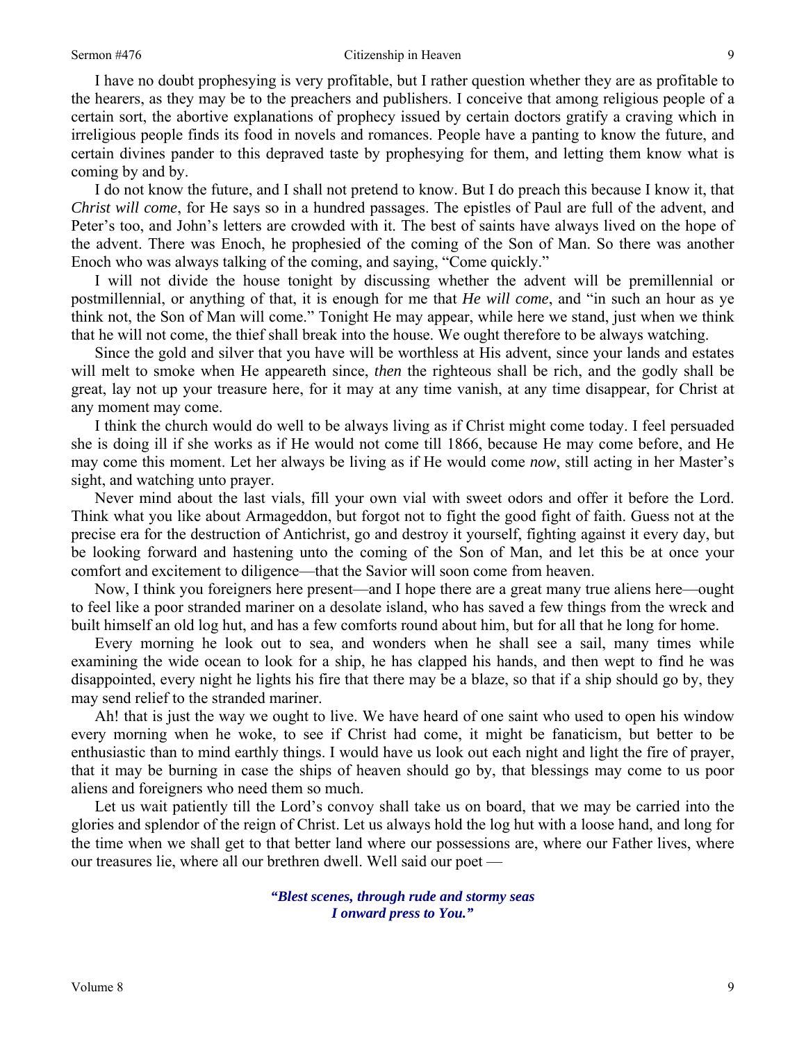I have no doubt prophesying is very profitable, but I rather question whether they are as profitable to the hearers, as they may be to the preachers and publishers. I conceive that among religious people of a certain sort, the abortive explanations of prophecy issued by certain doctors gratify a craving which in irreligious people finds its food in novels and romances. People have a panting to know the future, and certain divines pander to this depraved taste by prophesying for them, and letting them know what is coming by and by.

I do not know the future, and I shall not pretend to know. But I do preach this because I know it, that *Christ will come*, for He says so in a hundred passages. The epistles of Paul are full of the advent, and Peter's too, and John's letters are crowded with it. The best of saints have always lived on the hope of the advent. There was Enoch, he prophesied of the coming of the Son of Man. So there was another Enoch who was always talking of the coming, and saying, "Come quickly."

I will not divide the house tonight by discussing whether the advent will be premillennial or postmillennial, or anything of that, it is enough for me that *He will come*, and "in such an hour as ye think not, the Son of Man will come." Tonight He may appear, while here we stand, just when we think that he will not come, the thief shall break into the house. We ought therefore to be always watching.

Since the gold and silver that you have will be worthless at His advent, since your lands and estates will melt to smoke when He appeareth since, *then* the righteous shall be rich, and the godly shall be great, lay not up your treasure here, for it may at any time vanish, at any time disappear, for Christ at any moment may come.

I think the church would do well to be always living as if Christ might come today. I feel persuaded she is doing ill if she works as if He would not come till 1866, because He may come before, and He may come this moment. Let her always be living as if He would come *now*, still acting in her Master's sight, and watching unto prayer.

Never mind about the last vials, fill your own vial with sweet odors and offer it before the Lord. Think what you like about Armageddon, but forgot not to fight the good fight of faith. Guess not at the precise era for the destruction of Antichrist, go and destroy it yourself, fighting against it every day, but be looking forward and hastening unto the coming of the Son of Man, and let this be at once your comfort and excitement to diligence—that the Savior will soon come from heaven.

Now, I think you foreigners here present—and I hope there are a great many true aliens here—ought to feel like a poor stranded mariner on a desolate island, who has saved a few things from the wreck and built himself an old log hut, and has a few comforts round about him, but for all that he long for home.

Every morning he look out to sea, and wonders when he shall see a sail, many times while examining the wide ocean to look for a ship, he has clapped his hands, and then wept to find he was disappointed, every night he lights his fire that there may be a blaze, so that if a ship should go by, they may send relief to the stranded mariner.

Ah! that is just the way we ought to live. We have heard of one saint who used to open his window every morning when he woke, to see if Christ had come, it might be fanaticism, but better to be enthusiastic than to mind earthly things. I would have us look out each night and light the fire of prayer, that it may be burning in case the ships of heaven should go by, that blessings may come to us poor aliens and foreigners who need them so much.

Let us wait patiently till the Lord's convoy shall take us on board, that we may be carried into the glories and splendor of the reign of Christ. Let us always hold the log hut with a loose hand, and long for the time when we shall get to that better land where our possessions are, where our Father lives, where our treasures lie, where all our brethren dwell. Well said our poet —

> ***"Blest scenes, through rude and stormy seas***
> ***I onward press to You."***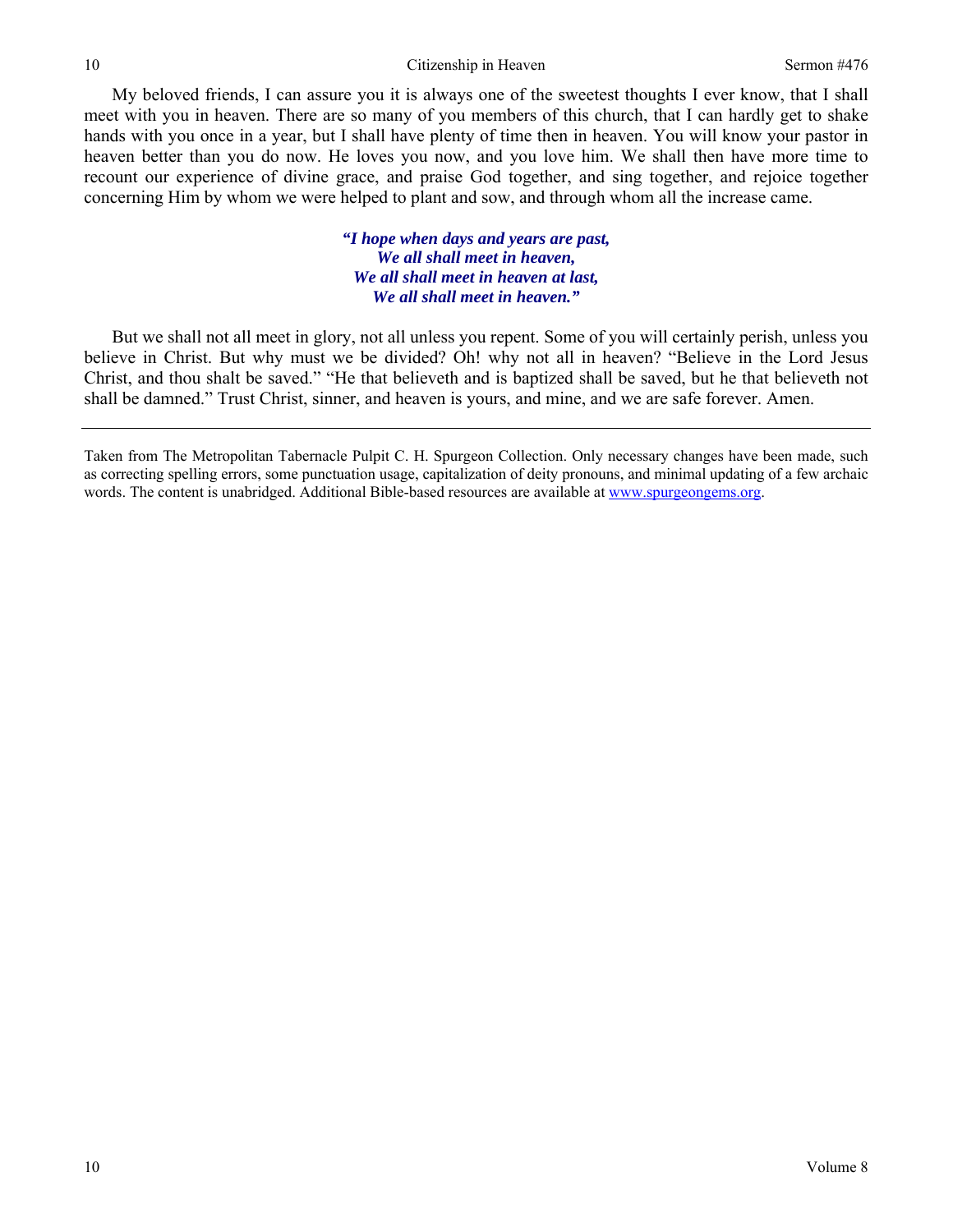My beloved friends, I can assure you it is always one of the sweetest thoughts I ever know, that I shall meet with you in heaven. There are so many of you members of this church, that I can hardly get to shake hands with you once in a year, but I shall have plenty of time then in heaven. You will know your pastor in heaven better than you do now. He loves you now, and you love him. We shall then have more time to recount our experience of divine grace, and praise God together, and sing together, and rejoice together concerning Him by whom we were helped to plant and sow, and through whom all the increase came.

> ***"I hope when days and years are past,***
> ***We all shall meet in heaven,***
> ***We all shall meet in heaven at last,***
> ***We all shall meet in heaven."***

But we shall not all meet in glory, not all unless you repent. Some of you will certainly perish, unless you believe in Christ. But why must we be divided? Oh! why not all in heaven? "Believe in the Lord Jesus Christ, and thou shalt be saved." "He that believeth and is baptized shall be saved, but he that believeth not shall be damned." Trust Christ, sinner, and heaven is yours, and mine, and we are safe forever. Amen.

---

Taken from The Metropolitan Tabernacle Pulpit C. H. Spurgeon Collection. Only necessary changes have been made, such as correcting spelling errors, some punctuation usage, capitalization of deity pronouns, and minimal updating of a few archaic words. The content is unabridged. Additional Bible-based resources are available at [www.spurgeongems.org](http://www.spurgeongems.org).